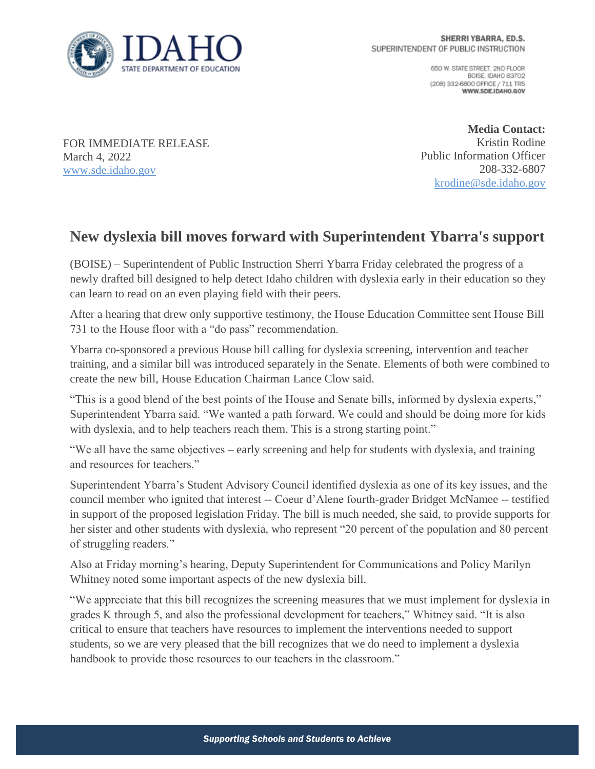IDAHO STATE DEPARTMENT OF EDUCATION

**SHERRI YBARRA, ED.S.**
SUPERINTENDENT OF PUBLIC INSTRUCTION

650 W. STATE STREET, 2ND FLOOR
BOISE, IDAHO 83702
(208) 332-6800 OFFICE / 711 TRS
**WWW.SDE.IDAHO.GOV**

FOR IMMEDIATE RELEASE
March 4, 2022
www.sde.idaho.gov

**Media Contact:**
Kristin Rodine
Public Information Officer
208-332-6807
krodine@sde.idaho.gov

# New dyslexia bill moves forward with Superintendent Ybarra's support

(BOISE) – Superintendent of Public Instruction Sherri Ybarra Friday celebrated the progress of a newly drafted bill designed to help detect Idaho children with dyslexia early in their education so they can learn to read on an even playing field with their peers.

After a hearing that drew only supportive testimony, the House Education Committee sent House Bill 731 to the House floor with a "do pass" recommendation.

Ybarra co-sponsored a previous House bill calling for dyslexia screening, intervention and teacher training, and a similar bill was introduced separately in the Senate. Elements of both were combined to create the new bill, House Education Chairman Lance Clow said.

"This is a good blend of the best points of the House and Senate bills, informed by dyslexia experts," Superintendent Ybarra said. "We wanted a path forward. We could and should be doing more for kids with dyslexia, and to help teachers reach them. This is a strong starting point."

"We all have the same objectives – early screening and help for students with dyslexia, and training and resources for teachers."

Superintendent Ybarra's Student Advisory Council identified dyslexia as one of its key issues, and the council member who ignited that interest -- Coeur d'Alene fourth-grader Bridget McNamee -- testified in support of the proposed legislation Friday. The bill is much needed, she said, to provide supports for her sister and other students with dyslexia, who represent "20 percent of the population and 80 percent of struggling readers."

Also at Friday morning's hearing, Deputy Superintendent for Communications and Policy Marilyn Whitney noted some important aspects of the new dyslexia bill.

"We appreciate that this bill recognizes the screening measures that we must implement for dyslexia in grades K through 5, and also the professional development for teachers," Whitney said. "It is also critical to ensure that teachers have resources to implement the interventions needed to support students, so we are very pleased that the bill recognizes that we do need to implement a dyslexia handbook to provide those resources to our teachers in the classroom."

*Supporting Schools and Students to Achieve*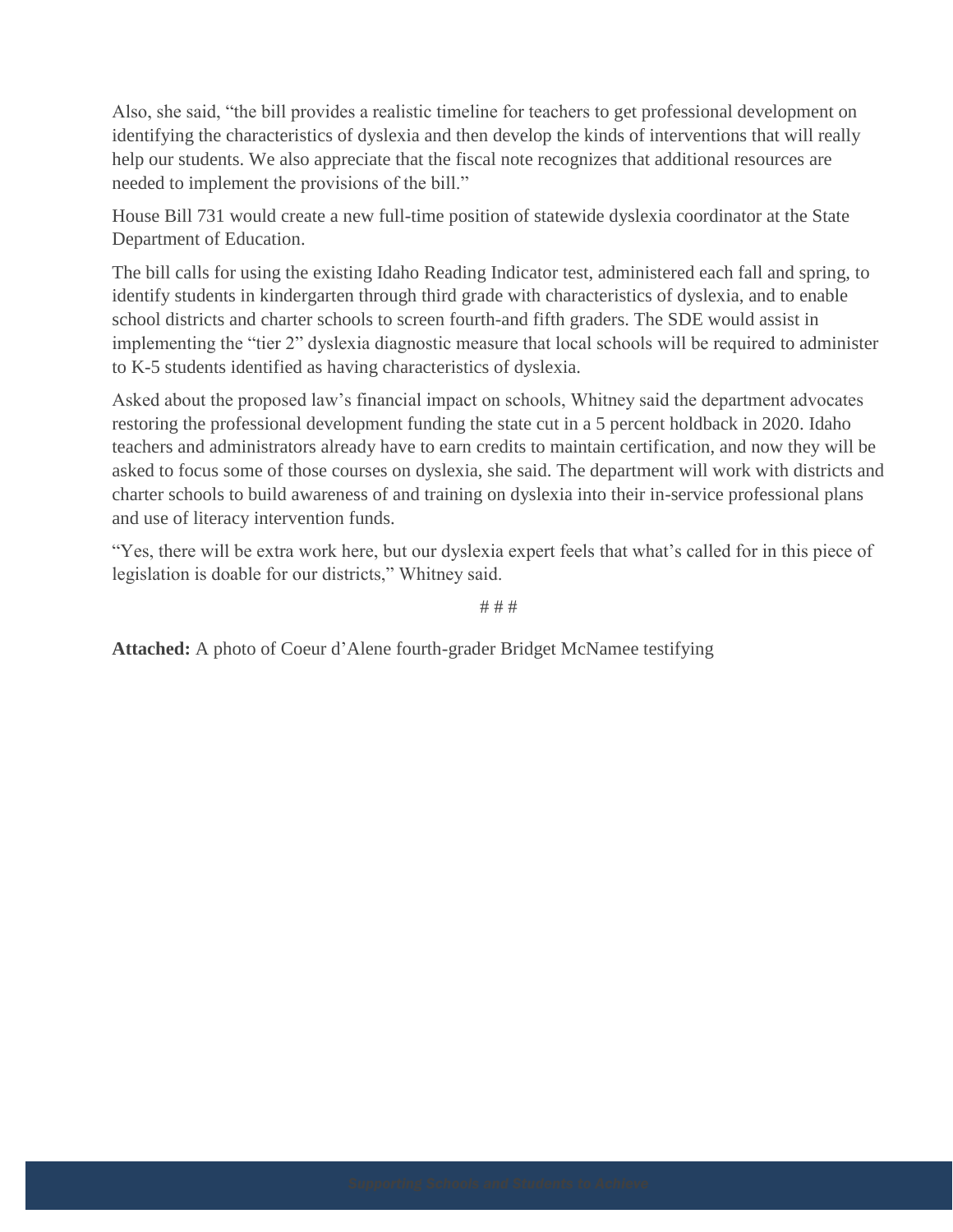Also, she said, "the bill provides a realistic timeline for teachers to get professional development on identifying the characteristics of dyslexia and then develop the kinds of interventions that will really help our students. We also appreciate that the fiscal note recognizes that additional resources are needed to implement the provisions of the bill."

House Bill 731 would create a new full-time position of statewide dyslexia coordinator at the State Department of Education.

The bill calls for using the existing Idaho Reading Indicator test, administered each fall and spring, to identify students in kindergarten through third grade with characteristics of dyslexia, and to enable school districts and charter schools to screen fourth-and fifth graders. The SDE would assist in implementing the "tier 2" dyslexia diagnostic measure that local schools will be required to administer to K-5 students identified as having characteristics of dyslexia.

Asked about the proposed law's financial impact on schools, Whitney said the department advocates restoring the professional development funding the state cut in a 5 percent holdback in 2020. Idaho teachers and administrators already have to earn credits to maintain certification, and now they will be asked to focus some of those courses on dyslexia, she said. The department will work with districts and charter schools to build awareness of and training on dyslexia into their in-service professional plans and use of literacy intervention funds.

"Yes, there will be extra work here, but our dyslexia expert feels that what's called for in this piece of legislation is doable for our districts," Whitney said.

# # #

**Attached:** A photo of Coeur d'Alene fourth-grader Bridget McNamee testifying